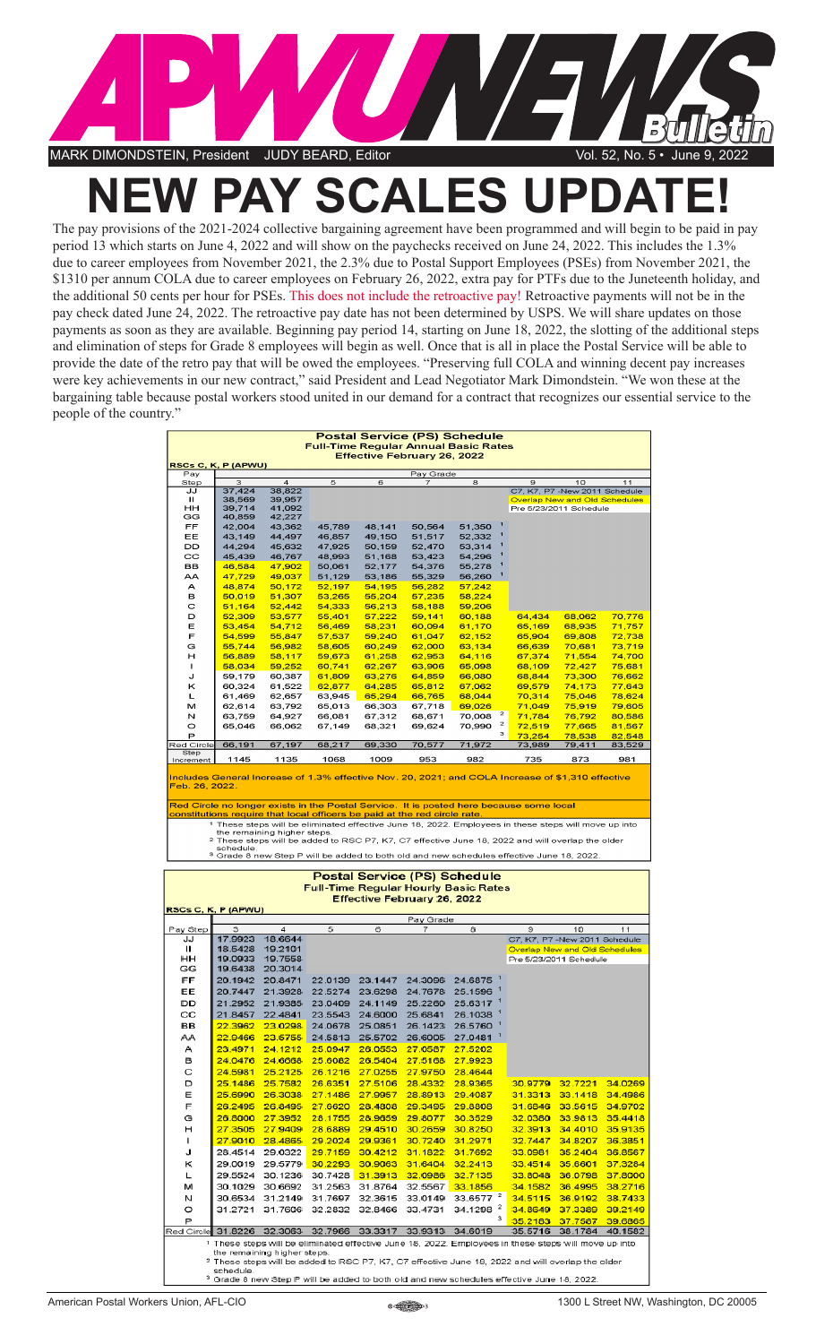# APWU NEWS Bulletin

MARK DIMONDSTEIN, President JUDY BEARD, Editor

Vol. 52, No. 5 • June 9, 2022

# NEW PAY SCALES UPDATE!

The pay provisions of the 2021-2024 collective bargaining agreement have been programmed and will begin to be paid in pay period 13 which starts on June 4, 2022 and will show on the paychecks received on June 24, 2022. This includes the 1.3% due to career employees from November 2021, the 2.3% due to Postal Support Employees (PSEs) from November 2021, the $1310 per annum COLA due to career employees on February 26, 2022, extra pay for PTFs due to the Juneteenth holiday, and the additional 50 cents per hour for PSEs. This does not include the retroactive pay! Retroactive payments will not be in the pay check dated June 24, 2022. The retroactive pay date has not been determined by USPS. We will share updates on those payments as soon as they are available. Beginning pay period 14, starting on June 18, 2022, the slotting of the additional steps and elimination of steps for Grade 8 employees will begin as well. Once that is all in place the Postal Service will be able to provide the date of the retro pay that will be owed the employees. "Preserving full COLA and winning decent pay increases were key achievements in our new contract," said President and Lead Negotiator Mark Dimondstein. "We won these at the bargaining table because postal workers stood united in our demand for a contract that recognizes our essential service to the people of the country."

**Postal Service (PS) Schedule**
**Full-Time Regular Annual Basic Rates**
**Effective February 26, 2022**

RSCs C, K, P (APWU)

| Pay Step | 3 | 4 | 5 | 6 | 7 | 8 | 9 | 10 | 11 |
|---|---|---|---|---|---|---|---|---|---|
| JJ | 37,424 | 38,822 | | | | | C7, K7, P7 -New 2011 Schedule | | |
| II | 38,569 | 39,957 | | | | | Overlap New and Old Schedules | | |
| HH | 39,714 | 41,092 | | | | | Pre 5/23/2011 Schedule | | |
| GG | 40,859 | 42,227 | | | | | | | |
| FF | 42,004 | 43,362 | 45,789 | 48,141 | 50,564 | 51,350 [1] | | | |
| EE | 43,149 | 44,497 | 46,857 | 49,150 | 51,517 | 52,332 [1] | | | |
| DD | 44,294 | 45,632 | 47,925 | 50,159 | 52,470 | 53,314 [1] | | | |
| CC | 45,439 | 46,767 | 48,993 | 51,168 | 53,423 | 54,296 [1] | | | |
| BB | 46,584 | 47,902 | 50,061 | 52,177 | 54,376 | 55,278 [1] | | | |
| AA | 47,729 | 49,037 | 51,129 | 53,186 | 55,329 | 56,260 [1] | | | |
| A | 48,874 | 50,172 | 52,197 | 54,195 | 56,282 | 57,242 | | | |
| B | 50,019 | 51,307 | 53,265 | 55,204 | 57,235 | 58,224 | | | |
| C | 51,164 | 52,442 | 54,333 | 56,213 | 58,188 | 59,206 | | | |
| D | 52,309 | 53,577 | 55,401 | 57,222 | 59,141 | 60,188 | 64,434 | 68,062 | 70,776 |
| E | 53,454 | 54,712 | 56,469 | 58,231 | 60,094 | 61,170 | 65,169 | 68,935 | 71,757 |
| F | 54,599 | 55,847 | 57,537 | 59,240 | 61,047 | 62,152 | 65,904 | 69,808 | 72,738 |
| G | 55,744 | 56,982 | 58,605 | 60,249 | 62,000 | 63,134 | 66,639 | 70,681 | 73,719 |
| H | 56,889 | 58,117 | 59,673 | 61,258 | 62,953 | 64,116 | 67,374 | 71,554 | 74,700 |
| I | 58,034 | 59,252 | 60,741 | 62,267 | 63,906 | 65,098 | 68,109 | 72,427 | 75,681 |
| J | 59,179 | 60,387 | 61,809 | 63,276 | 64,859 | 66,080 | 68,844 | 73,300 | 76,662 |
| K | 60,324 | 61,522 | 62,877 | 64,285 | 65,812 | 67,062 | 69,579 | 74,173 | 77,643 |
| L | 61,469 | 62,657 | 63,945 | 65,294 | 66,765 | 68,044 | 70,314 | 75,046 | 78,624 |
| M | 62,614 | 63,792 | 65,013 | 66,303 | 67,718 | 69,026 | 71,049 | 75,919 | 79,605 |
| N | 63,759 | 64,927 | 66,081 | 67,312 | 68,671 | 70,008 [2] | 71,784 | 76,792 | 80,586 |
| O | 65,046 | 66,062 | 67,149 | 68,321 | 69,624 | 70,990 [2] | 72,519 | 77,665 | 81,567 |
| P | | | | | | [3] | 73,254 | 78,538 | 82,548 |
| Red Circle | 66,191 | 67,197 | 68,217 | 69,330 | 70,577 | 71,972 | 73,989 | 79,411 | 83,529 |
| Step Increment | 1145 | 1135 | 1068 | 1009 | 953 | 982 | 735 | 873 | 981 |

Includes General Increase of 1.3% effective Nov. 20, 2021; and COLA Increase of $1,310 effective Feb. 26, 2022.

Red Circle no longer exists in the Postal Service. It is posted here because some local constitutions require that local officers be paid at the red circle rate.

[1] These steps will be eliminated effective June 18, 2022. Employees in these steps will move up into the remaining higher steps.
[2] These steps will be added to RSC P7, K7, C7 effective June 18, 2022 and will overlap the older schedule.
[3] Grade 8 new Step P will be added to both old and new schedules effective June 18, 2022.

**Postal Service (PS) Schedule**
**Full-Time Regular Hourly Basic Rates**
**Effective February 26, 2022**

RSCs C, K, P (APWU)

| Pay Step | 3 | 4 | 5 | 6 | 7 | 8 | 9 | 10 | 11 |
|---|---|---|---|---|---|---|---|---|---|
| JJ | 17.9923 | 18.6644 | | | | | C7, K7, P7 -New 2011 Schedule | | |
| II | 18.5428 | 19.2101 | | | | | Overlap New and Old Schedules | | |
| HH | 19.0933 | 19.7558 | | | | | Pre 5/23/2011 Schedule | | |
| GG | 19.6438 | 20.3014 | | | | | | | |
| FF | 20.1942 | 20.8471 | 22.0139 | 23.1447 | 24.3096 | 24.6875 [1] | | | |
| EE | 20.7447 | 21.3928 | 22.5274 | 23.6298 | 24.7678 | 25.1596 [1] | | | |
| DD | 21.2952 | 21.9385 | 23.0409 | 24.1149 | 25.2260 | 25.6317 [1] | | | |
| CC | 21.8457 | 22.4841 | 23.5543 | 24.6000 | 25.6841 | 26.1038 [1] | | | |
| BB | 22.3962 | 23.0298 | 24.0678 | 25.0851 | 26.1423 | 26.5760 [1] | | | |
| AA | 22.9466 | 23.5755 | 24.5813 | 25.5702 | 26.6005 | 27.0481 [1] | | | |
| A | 23.4971 | 24.1212 | 25.0947 | 26.0553 | 27.0587 | 27.5202 | | | |
| B | 24.0476 | 24.6668 | 25.6082 | 26.5404 | 27.5168 | 27.9923 | | | |
| C | 24.5981 | 25.2125 | 26.1216 | 27.0255 | 27.9750 | 28.4644 | | | |
| D | 25.1486 | 25.7582 | 26.6351 | 27.5106 | 28.4332 | 28.9365 | 30.9779 | 32.7221 | 34.0269 |
| E | 25.6990 | 26.3038 | 27.1486 | 27.9957 | 28.8913 | 29.4087 | 31.3313 | 33.1418 | 34.4986 |
| F | 26.2495 | 26.8495 | 27.6620 | 28.4808 | 29.3495 | 29.8808 | 31.6846 | 33.5615 | 34.9702 |
| G | 26.8000 | 27.3952 | 28.1755 | 28.9659 | 29.8077 | 30.3529 | 32.0380 | 33.9813 | 35.4418 |
| H | 27.3505 | 27.9409 | 28.6889 | 29.4510 | 30.2659 | 30.8250 | 32.3913 | 34.4010 | 35.9135 |
| I | 27.9010 | 28.4865 | 29.2024 | 29.9361 | 30.7240 | 31.2971 | 32.7447 | 34.8207 | 36.3851 |
| J | 28.4514 | 29.0322 | 29.7159 | 30.4212 | 31.1822 | 31.7692 | 33.0981 | 35.2404 | 36.8567 |
| K | 29.0019 | 29.5779 | 30.2293 | 30.9063 | 31.6404 | 32.2413 | 33.4514 | 35.6601 | 37.3284 |
| L | 29.5524 | 30.1236 | 30.7428 | 31.3913 | 32.0986 | 32.7135 | 33.8048 | 36.0798 | 37.8000 |
| M | 30.1029 | 30.6692 | 31.2563 | 31.8764 | 32.5567 | 33.1856 | 34.1582 | 36.4995 | 38.2716 |
| N | 30.6534 | 31.2149 | 31.7697 | 32.3615 | 33.0149 | 33.6577 [2] | 34.5115 | 36.9192 | 38.7433 |
| O | 31.2721 | 31.7606 | 32.2832 | 32.8466 | 33.4731 | 34.1298 [2] | 34.8649 | 37.3389 | 39.2149 |
| P | | | | | | [3] | 35.2183 | 37.7587 | 39.6865 |
| Red Circle | 31.8226 | 32.3063 | 32.7966 | 33.3317 | 33.9313 | 34.6019 | 35.5716 | 38.1784 | 40.1582 |

[1] These steps will be eliminated effective June 18, 2022. Employees in these steps will move up into the remaining higher steps.
[2] These steps will be added to RSC P7, K7, C7 effective June 18, 2022 and will overlap the older schedule.
[3] Grade 8 new Step P will be added to both old and new schedules effective June 18, 2022.

American Postal Workers Union, AFL-CIO — 1300 L Street NW, Washington, DC 20005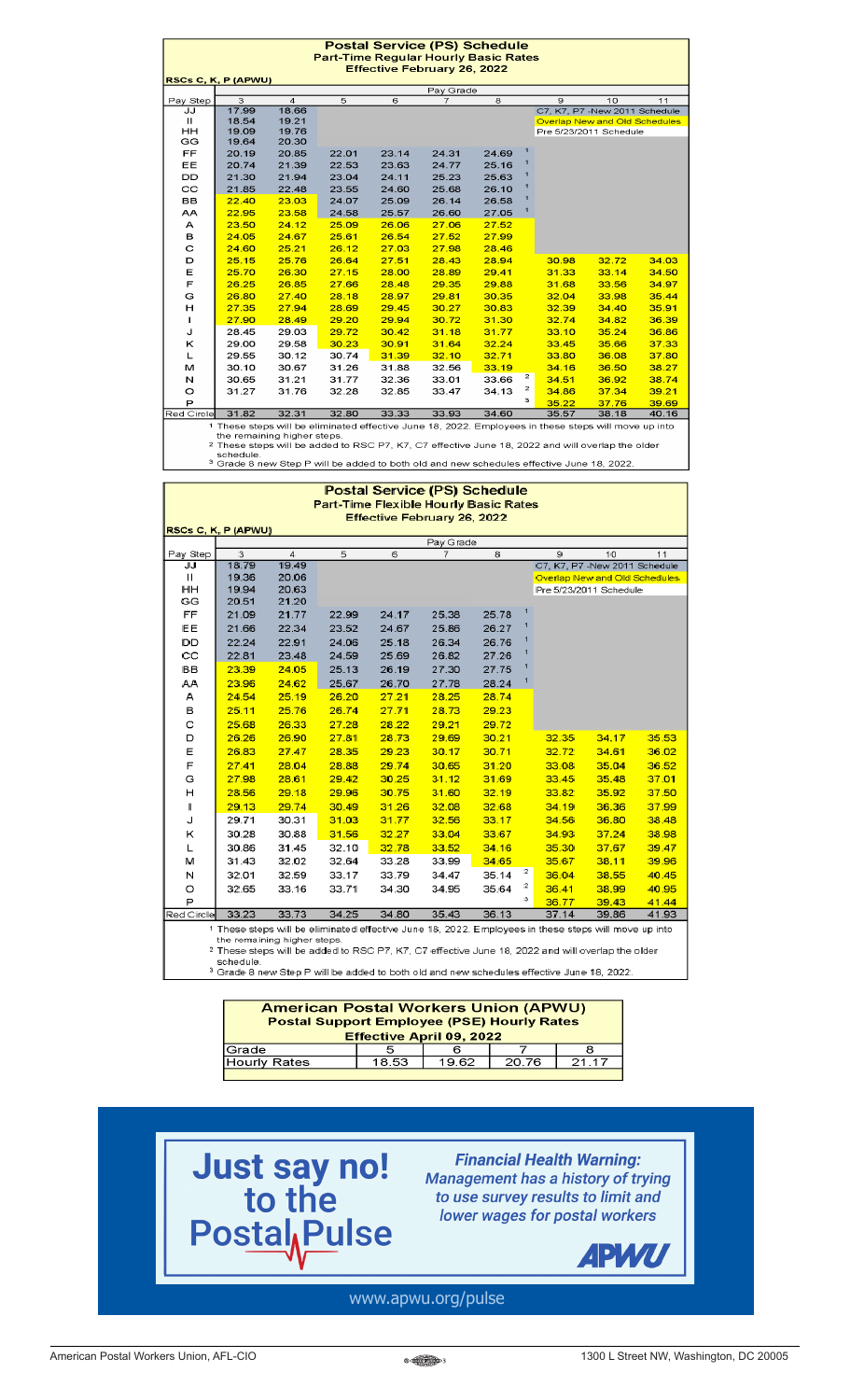## Postal Service (PS) Schedule
### Part-Time Regular Hourly Basic Rates
### Effective February 26, 2022

**RSCs C, K, P (APWU)**

| Pay Step | 3 | 4 | 5 | 6 | 7 | 8 | | 9 | 10 | 11 |
|---|---|---|---|---|---|---|---|---|---|---|
| | Pay Grade | | | | | | | | | |
| JJ | 17.99 | 18.66 | | | | | | C7, K7, P7 -New 2011 Schedule | | |
| II | 18.54 | 19.21 | | | | | | Overlap New and Old Schedules | | |
| HH | 19.09 | 19.76 | | | | | | Pre 5/23/2011 Schedule | | |
| GG | 19.64 | 20.30 | | | | | | | | |
| FF | 20.19 | 20.85 | 22.01 | 23.14 | 24.31 | 24.69 | 1 | | | |
| EE | 20.74 | 21.39 | 22.53 | 23.63 | 24.77 | 25.16 | 1 | | | |
| DD | 21.30 | 21.94 | 23.04 | 24.11 | 25.23 | 25.63 | 1 | | | |
| CC | 21.85 | 22.48 | 23.55 | 24.60 | 25.68 | 26.10 | 1 | | | |
| BB | 22.40 | 23.03 | 24.07 | 25.09 | 26.14 | 26.58 | 1 | | | |
| AA | 22.95 | 23.58 | 24.58 | 25.57 | 26.60 | 27.05 | 1 | | | |
| A | 23.50 | 24.12 | 25.09 | 26.06 | 27.06 | 27.52 | | | | |
| B | 24.05 | 24.67 | 25.61 | 26.54 | 27.52 | 27.99 | | | | |
| C | 24.60 | 25.21 | 26.12 | 27.03 | 27.98 | 28.46 | | | | |
| D | 25.15 | 25.76 | 26.64 | 27.51 | 28.43 | 28.94 | | 30.98 | 32.72 | 34.03 |
| E | 25.70 | 26.30 | 27.15 | 28.00 | 28.89 | 29.41 | | 31.33 | 33.14 | 34.50 |
| F | 26.25 | 26.85 | 27.66 | 28.48 | 29.35 | 29.88 | | 31.68 | 33.56 | 34.97 |
| G | 26.80 | 27.40 | 28.18 | 28.97 | 29.81 | 30.35 | | 32.04 | 33.98 | 35.44 |
| H | 27.35 | 27.94 | 28.69 | 29.45 | 30.27 | 30.83 | | 32.39 | 34.40 | 35.91 |
| I | 27.90 | 28.49 | 29.20 | 29.94 | 30.72 | 31.30 | | 32.74 | 34.82 | 36.39 |
| J | 28.45 | 29.03 | 29.72 | 30.42 | 31.18 | 31.77 | | 33.10 | 35.24 | 36.86 |
| K | 29.00 | 29.58 | 30.23 | 30.91 | 31.64 | 32.24 | | 33.45 | 35.66 | 37.33 |
| L | 29.55 | 30.12 | 30.74 | 31.39 | 32.10 | 32.71 | | 33.80 | 36.08 | 37.80 |
| M | 30.10 | 30.67 | 31.26 | 31.88 | 32.56 | 33.19 | | 34.16 | 36.50 | 38.27 |
| N | 30.65 | 31.21 | 31.77 | 32.36 | 33.01 | 33.66 | 2 | 34.51 | 36.92 | 38.74 |
| O | 31.27 | 31.76 | 32.28 | 32.85 | 33.47 | 34.13 | 2 | 34.86 | 37.34 | 39.21 |
| P | | | | | | | 3 | 35.22 | 37.76 | 39.69 |
| Red Circle | 31.82 | 32.31 | 32.80 | 33.33 | 33.93 | 34.60 | | 35.57 | 38.18 | 40.16 |

[1] These steps will be eliminated effective June 18, 2022. Employees in these steps will move up into the remaining higher steps.
[2] These steps will be added to RSC P7, K7, C7 effective June 18, 2022 and will overlap the older schedule.
[3] Grade 8 new Step P will be added to both old and new schedules effective June 18, 2022.

## Postal Service (PS) Schedule
### Part-Time Flexible Hourly Basic Rates
### Effective February 26, 2022

**RSCs C, K, P (APWU)**

| Pay Step | 3 | 4 | 5 | 6 | 7 | 8 | | 9 | 10 | 11 |
|---|---|---|---|---|---|---|---|---|---|---|
| | Pay Grade | | | | | | | | | |
| JJ | 18.79 | 19.49 | | | | | | C7, K7, P7 -New 2011 Schedule | | |
| II | 19.36 | 20.06 | | | | | | Overlap New and Old Schedules | | |
| HH | 19.94 | 20.63 | | | | | | Pre 5/23/2011 Schedule | | |
| GG | 20.51 | 21.20 | | | | | | | | |
| FF | 21.09 | 21.77 | 22.99 | 24.17 | 25.38 | 25.78 | 1 | | | |
| EE | 21.66 | 22.34 | 23.52 | 24.67 | 25.86 | 26.27 | 1 | | | |
| DD | 22.24 | 22.91 | 24.06 | 25.18 | 26.34 | 26.76 | 1 | | | |
| CC | 22.81 | 23.48 | 24.59 | 25.69 | 26.82 | 27.26 | 1 | | | |
| BB | 23.39 | 24.05 | 25.13 | 26.19 | 27.30 | 27.75 | 1 | | | |
| AA | 23.96 | 24.62 | 25.67 | 26.70 | 27.78 | 28.24 | 1 | | | |
| A | 24.54 | 25.19 | 26.20 | 27.21 | 28.25 | 28.74 | | | | |
| B | 25.11 | 25.76 | 26.74 | 27.71 | 28.73 | 29.23 | | | | |
| C | 25.68 | 26.33 | 27.28 | 28.22 | 29.21 | 29.72 | | | | |
| D | 26.26 | 26.90 | 27.81 | 28.73 | 29.69 | 30.21 | | 32.35 | 34.17 | 35.53 |
| E | 26.83 | 27.47 | 28.35 | 29.23 | 30.17 | 30.71 | | 32.72 | 34.61 | 36.02 |
| F | 27.41 | 28.04 | 28.88 | 29.74 | 30.65 | 31.20 | | 33.08 | 35.04 | 36.52 |
| G | 27.98 | 28.61 | 29.42 | 30.25 | 31.12 | 31.69 | | 33.45 | 35.48 | 37.01 |
| H | 28.56 | 29.18 | 29.96 | 30.75 | 31.60 | 32.19 | | 33.82 | 35.92 | 37.50 |
| I | 29.13 | 29.74 | 30.49 | 31.26 | 32.08 | 32.68 | | 34.19 | 36.36 | 37.99 |
| J | 29.71 | 30.31 | 31.03 | 31.77 | 32.56 | 33.17 | | 34.56 | 36.80 | 38.48 |
| K | 30.28 | 30.88 | 31.56 | 32.27 | 33.04 | 33.67 | | 34.93 | 37.24 | 38.98 |
| L | 30.86 | 31.45 | 32.10 | 32.78 | 33.52 | 34.16 | | 35.30 | 37.67 | 39.47 |
| M | 31.43 | 32.02 | 32.64 | 33.28 | 33.99 | 34.65 | | 35.67 | 38.11 | 39.96 |
| N | 32.01 | 32.59 | 33.17 | 33.79 | 34.47 | 35.14 | 2 | 36.04 | 38.55 | 40.45 |
| O | 32.65 | 33.16 | 33.71 | 34.30 | 34.95 | 35.64 | 2 | 36.41 | 38.99 | 40.95 |
| P | | | | | | | 3 | 36.77 | 39.43 | 41.44 |
| Red Circle | 33.23 | 33.73 | 34.25 | 34.80 | 35.43 | 36.13 | | 37.14 | 39.86 | 41.93 |

[1] These steps will be eliminated effective June 18, 2022. Employees in these steps will move up into the remaining higher steps.
[2] These steps will be added to RSC P7, K7, C7 effective June 18, 2022 and will overlap the older schedule.
[3] Grade 8 new Step P will be added to both old and new schedules effective June 18, 2022.

## American Postal Workers Union (APWU)
### Postal Support Employee (PSE) Hourly Rates
### Effective April 09, 2022

| Grade | 5 | 6 | 7 | 8 |
|---|---|---|---|---|
| Hourly Rates | 18.53 | 19.62 | 20.76 | 21.17 |

**Just say no! to the Postal Pulse**

*Financial Health Warning: Management has a history of trying to use survey results to limit and lower wages for postal workers*

APWU

www.apwu.org/pulse